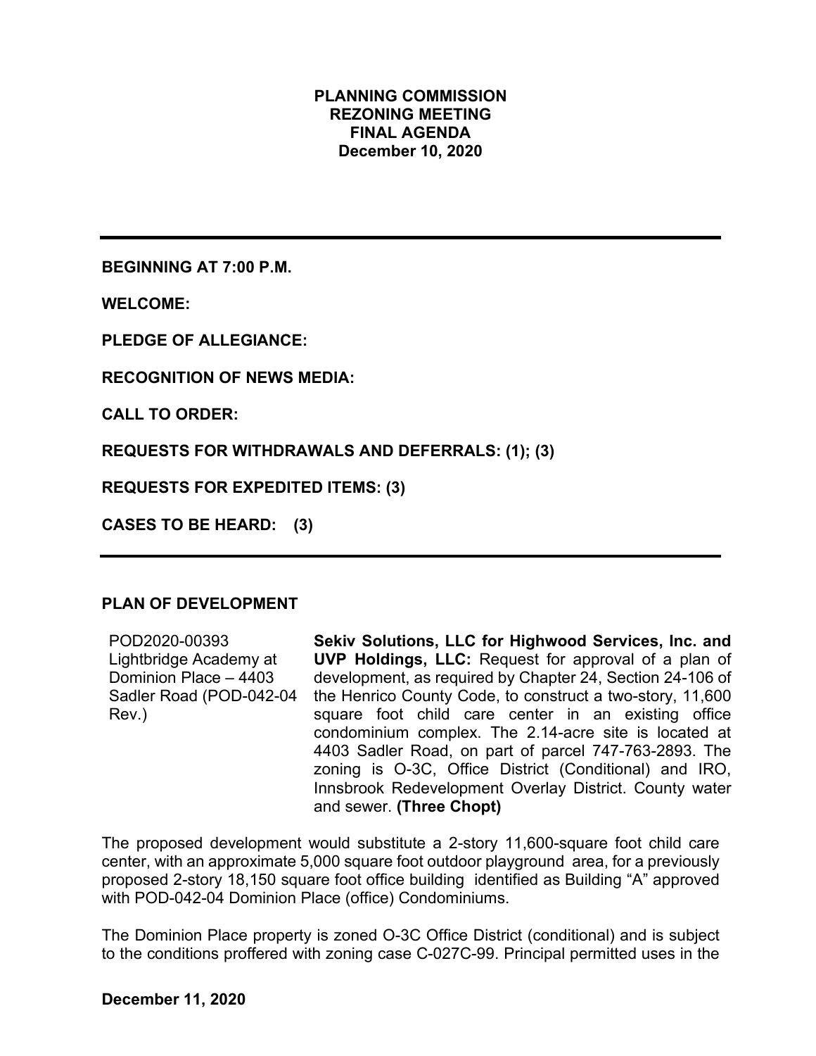**PLANNING COMMISSION**
**REZONING MEETING**
**FINAL AGENDA**
**December 10, 2020**

---

**BEGINNING AT 7:00 P.M.**

**WELCOME:**

**PLEDGE OF ALLEGIANCE:**

**RECOGNITION OF NEWS MEDIA:**

**CALL TO ORDER:**

**REQUESTS FOR WITHDRAWALS AND DEFERRALS: (1); (3)**

**REQUESTS FOR EXPEDITED ITEMS: (3)**

**CASES TO BE HEARD: (3)**

---

## PLAN OF DEVELOPMENT

| | |
|---|---|
| POD2020-00393 Lightbridge Academy at Dominion Place – 4403 Sadler Road (POD-042-04 Rev.) | **Sekiv Solutions, LLC for Highwood Services, Inc. and UVP Holdings, LLC:** Request for approval of a plan of development, as required by Chapter 24, Section 24-106 of the Henrico County Code, to construct a two-story, 11,600 square foot child care center in an existing office condominium complex. The 2.14-acre site is located at 4403 Sadler Road, on part of parcel 747-763-2893. The zoning is O-3C, Office District (Conditional) and IRO, Innsbrook Redevelopment Overlay District. County water and sewer. **(Three Chopt)** |

The proposed development would substitute a 2-story 11,600-square foot child care center, with an approximate 5,000 square foot outdoor playground area, for a previously proposed 2-story 18,150 square foot office building identified as Building "A" approved with POD-042-04 Dominion Place (office) Condominiums.

The Dominion Place property is zoned O-3C Office District (conditional) and is subject to the conditions proffered with zoning case C-027C-99. Principal permitted uses in the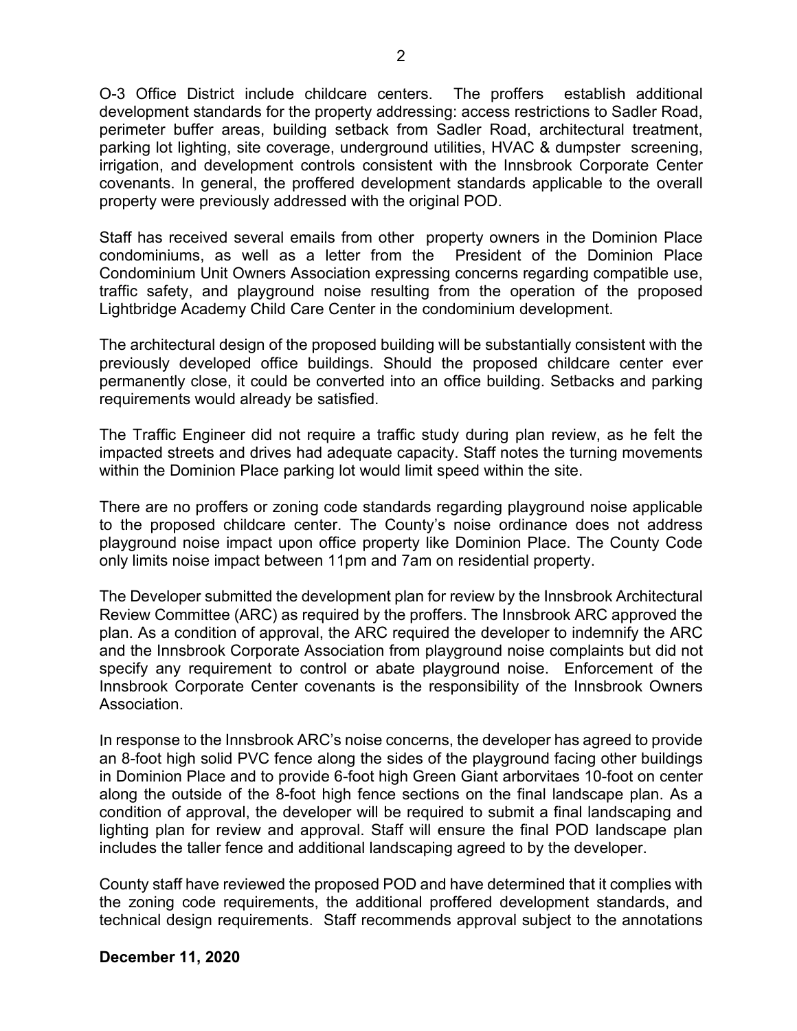O-3 Office District include childcare centers. The proffers establish additional development standards for the property addressing: access restrictions to Sadler Road, perimeter buffer areas, building setback from Sadler Road, architectural treatment, parking lot lighting, site coverage, underground utilities, HVAC & dumpster screening, irrigation, and development controls consistent with the Innsbrook Corporate Center covenants. In general, the proffered development standards applicable to the overall property were previously addressed with the original POD.

Staff has received several emails from other property owners in the Dominion Place condominiums, as well as a letter from the President of the Dominion Place Condominium Unit Owners Association expressing concerns regarding compatible use, traffic safety, and playground noise resulting from the operation of the proposed Lightbridge Academy Child Care Center in the condominium development.

The architectural design of the proposed building will be substantially consistent with the previously developed office buildings. Should the proposed childcare center ever permanently close, it could be converted into an office building. Setbacks and parking requirements would already be satisfied.

The Traffic Engineer did not require a traffic study during plan review, as he felt the impacted streets and drives had adequate capacity. Staff notes the turning movements within the Dominion Place parking lot would limit speed within the site.

There are no proffers or zoning code standards regarding playground noise applicable to the proposed childcare center. The County's noise ordinance does not address playground noise impact upon office property like Dominion Place. The County Code only limits noise impact between 11pm and 7am on residential property.

The Developer submitted the development plan for review by the Innsbrook Architectural Review Committee (ARC) as required by the proffers. The Innsbrook ARC approved the plan. As a condition of approval, the ARC required the developer to indemnify the ARC and the Innsbrook Corporate Association from playground noise complaints but did not specify any requirement to control or abate playground noise. Enforcement of the Innsbrook Corporate Center covenants is the responsibility of the Innsbrook Owners Association.

In response to the Innsbrook ARC's noise concerns, the developer has agreed to provide an 8-foot high solid PVC fence along the sides of the playground facing other buildings in Dominion Place and to provide 6-foot high Green Giant arborvitaes 10-foot on center along the outside of the 8-foot high fence sections on the final landscape plan. As a condition of approval, the developer will be required to submit a final landscaping and lighting plan for review and approval. Staff will ensure the final POD landscape plan includes the taller fence and additional landscaping agreed to by the developer.

County staff have reviewed the proposed POD and have determined that it complies with the zoning code requirements, the additional proffered development standards, and technical design requirements. Staff recommends approval subject to the annotations

**December 11, 2020**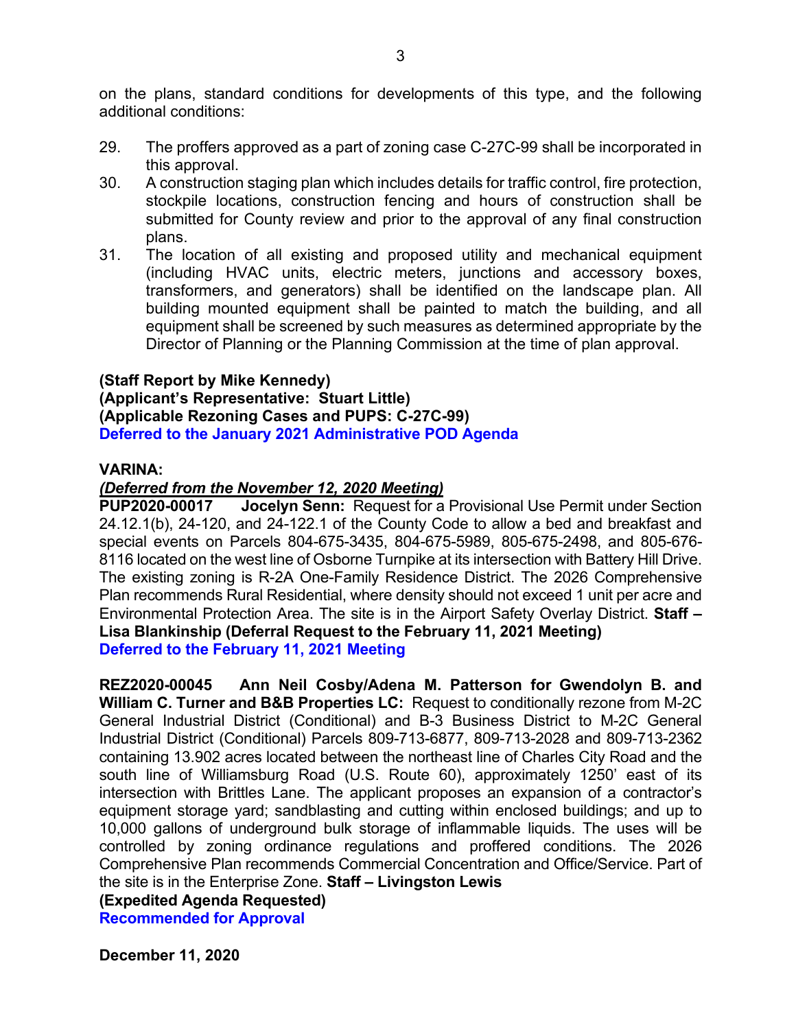on the plans, standard conditions for developments of this type, and the following additional conditions:

29. The proffers approved as a part of zoning case C-27C-99 shall be incorporated in this approval.
30. A construction staging plan which includes details for traffic control, fire protection, stockpile locations, construction fencing and hours of construction shall be submitted for County review and prior to the approval of any final construction plans.
31. The location of all existing and proposed utility and mechanical equipment (including HVAC units, electric meters, junctions and accessory boxes, transformers, and generators) shall be identified on the landscape plan. All building mounted equipment shall be painted to match the building, and all equipment shall be screened by such measures as determined appropriate by the Director of Planning or the Planning Commission at the time of plan approval.

**(Staff Report by Mike Kennedy)**
**(Applicant's Representative: Stuart Little)**
**(Applicable Rezoning Cases and PUPS: C-27C-99)**
**Deferred to the January 2021 Administrative POD Agenda**

**VARINA:**

***(Deferred from the November 12, 2020 Meeting)***
**PUP2020-00017 Jocelyn Senn:** Request for a Provisional Use Permit under Section 24.12.1(b), 24-120, and 24-122.1 of the County Code to allow a bed and breakfast and special events on Parcels 804-675-3435, 804-675-5989, 805-675-2498, and 805-676-8116 located on the west line of Osborne Turnpike at its intersection with Battery Hill Drive. The existing zoning is R-2A One-Family Residence District. The 2026 Comprehensive Plan recommends Rural Residential, where density should not exceed 1 unit per acre and Environmental Protection Area. The site is in the Airport Safety Overlay District. **Staff – Lisa Blankinship (Deferral Request to the February 11, 2021 Meeting)**
**Deferred to the February 11, 2021 Meeting**

**REZ2020-00045 Ann Neil Cosby/Adena M. Patterson for Gwendolyn B. and William C. Turner and B&B Properties LC:** Request to conditionally rezone from M-2C General Industrial District (Conditional) and B-3 Business District to M-2C General Industrial District (Conditional) Parcels 809-713-6877, 809-713-2028 and 809-713-2362 containing 13.902 acres located between the northeast line of Charles City Road and the south line of Williamsburg Road (U.S. Route 60), approximately 1250' east of its intersection with Brittles Lane. The applicant proposes an expansion of a contractor's equipment storage yard; sandblasting and cutting within enclosed buildings; and up to 10,000 gallons of underground bulk storage of inflammable liquids. The uses will be controlled by zoning ordinance regulations and proffered conditions. The 2026 Comprehensive Plan recommends Commercial Concentration and Office/Service. Part of the site is in the Enterprise Zone. **Staff – Livingston Lewis**
**(Expedited Agenda Requested)**
**Recommended for Approval**

**December 11, 2020**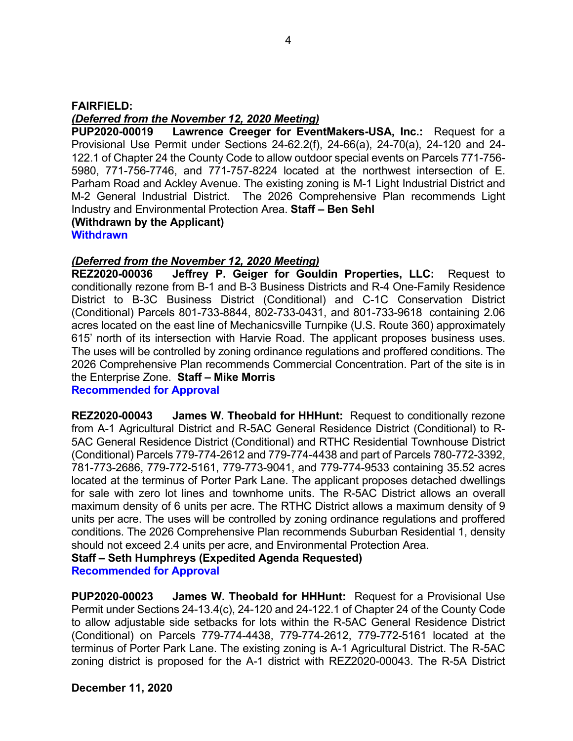**FAIRFIELD:**

***(Deferred from the November 12, 2020 Meeting)***

**PUP2020-00019 Lawrence Creeger for EventMakers-USA, Inc.:** Request for a Provisional Use Permit under Sections 24-62.2(f), 24-66(a), 24-70(a), 24-120 and 24-122.1 of Chapter 24 the County Code to allow outdoor special events on Parcels 771-756-5980, 771-756-7746, and 771-757-8224 located at the northwest intersection of E. Parham Road and Ackley Avenue. The existing zoning is M-1 Light Industrial District and M-2 General Industrial District. The 2026 Comprehensive Plan recommends Light Industry and Environmental Protection Area. **Staff – Ben Sehl**
**(Withdrawn by the Applicant)**
**Withdrawn**

***(Deferred from the November 12, 2020 Meeting)***

**REZ2020-00036 Jeffrey P. Geiger for Gouldin Properties, LLC:** Request to conditionally rezone from B-1 and B-3 Business Districts and R-4 One-Family Residence District to B-3C Business District (Conditional) and C-1C Conservation District (Conditional) Parcels 801-733-8844, 802-733-0431, and 801-733-9618 containing 2.06 acres located on the east line of Mechanicsville Turnpike (U.S. Route 360) approximately 615' north of its intersection with Harvie Road. The applicant proposes business uses. The uses will be controlled by zoning ordinance regulations and proffered conditions. The 2026 Comprehensive Plan recommends Commercial Concentration. Part of the site is in the Enterprise Zone. **Staff – Mike Morris**
**Recommended for Approval**

**REZ2020-00043 James W. Theobald for HHHunt:** Request to conditionally rezone from A-1 Agricultural District and R-5AC General Residence District (Conditional) to R-5AC General Residence District (Conditional) and RTHC Residential Townhouse District (Conditional) Parcels 779-774-2612 and 779-774-4438 and part of Parcels 780-772-3392, 781-773-2686, 779-772-5161, 779-773-9041, and 779-774-9533 containing 35.52 acres located at the terminus of Porter Park Lane. The applicant proposes detached dwellings for sale with zero lot lines and townhome units. The R-5AC District allows an overall maximum density of 6 units per acre. The RTHC District allows a maximum density of 9 units per acre. The uses will be controlled by zoning ordinance regulations and proffered conditions. The 2026 Comprehensive Plan recommends Suburban Residential 1, density should not exceed 2.4 units per acre, and Environmental Protection Area.
**Staff – Seth Humphreys (Expedited Agenda Requested)**
**Recommended for Approval**

**PUP2020-00023 James W. Theobald for HHHunt:** Request for a Provisional Use Permit under Sections 24-13.4(c), 24-120 and 24-122.1 of Chapter 24 of the County Code to allow adjustable side setbacks for lots within the R-5AC General Residence District (Conditional) on Parcels 779-774-4438, 779-774-2612, 779-772-5161 located at the terminus of Porter Park Lane. The existing zoning is A-1 Agricultural District. The R-5AC zoning district is proposed for the A-1 district with REZ2020-00043. The R-5A District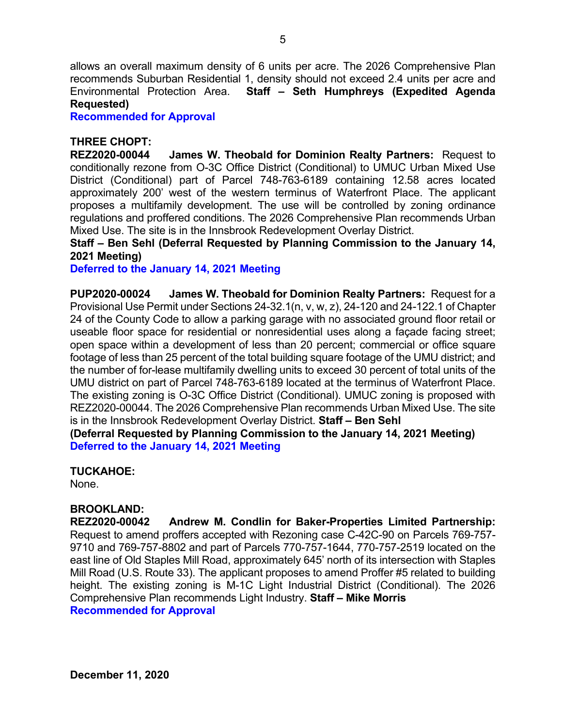allows an overall maximum density of 6 units per acre. The 2026 Comprehensive Plan recommends Suburban Residential 1, density should not exceed 2.4 units per acre and Environmental Protection Area. **Staff – Seth Humphreys (Expedited Agenda Requested)**

**Recommended for Approval**

**THREE CHOPT:**

**REZ2020-00044 James W. Theobald for Dominion Realty Partners:** Request to conditionally rezone from O-3C Office District (Conditional) to UMUC Urban Mixed Use District (Conditional) part of Parcel 748-763-6189 containing 12.58 acres located approximately 200' west of the western terminus of Waterfront Place. The applicant proposes a multifamily development. The use will be controlled by zoning ordinance regulations and proffered conditions. The 2026 Comprehensive Plan recommends Urban Mixed Use. The site is in the Innsbrook Redevelopment Overlay District.

**Staff – Ben Sehl (Deferral Requested by Planning Commission to the January 14, 2021 Meeting)**

**Deferred to the January 14, 2021 Meeting**

**PUP2020-00024 James W. Theobald for Dominion Realty Partners:** Request for a Provisional Use Permit under Sections 24-32.1(n, v, w, z), 24-120 and 24-122.1 of Chapter 24 of the County Code to allow a parking garage with no associated ground floor retail or useable floor space for residential or nonresidential uses along a façade facing street; open space within a development of less than 20 percent; commercial or office square footage of less than 25 percent of the total building square footage of the UMU district; and the number of for-lease multifamily dwelling units to exceed 30 percent of total units of the UMU district on part of Parcel 748-763-6189 located at the terminus of Waterfront Place. The existing zoning is O-3C Office District (Conditional). UMUC zoning is proposed with REZ2020-00044. The 2026 Comprehensive Plan recommends Urban Mixed Use. The site is in the Innsbrook Redevelopment Overlay District. **Staff – Ben Sehl (Deferral Requested by Planning Commission to the January 14, 2021 Meeting)**

**Deferred to the January 14, 2021 Meeting**

**TUCKAHOE:**

None.

**BROOKLAND:**

**REZ2020-00042 Andrew M. Condlin for Baker-Properties Limited Partnership:** Request to amend proffers accepted with Rezoning case C-42C-90 on Parcels 769-757-9710 and 769-757-8802 and part of Parcels 770-757-1644, 770-757-2519 located on the east line of Old Staples Mill Road, approximately 645' north of its intersection with Staples Mill Road (U.S. Route 33). The applicant proposes to amend Proffer #5 related to building height. The existing zoning is M-1C Light Industrial District (Conditional). The 2026 Comprehensive Plan recommends Light Industry. **Staff – Mike Morris**

**Recommended for Approval**

**December 11, 2020**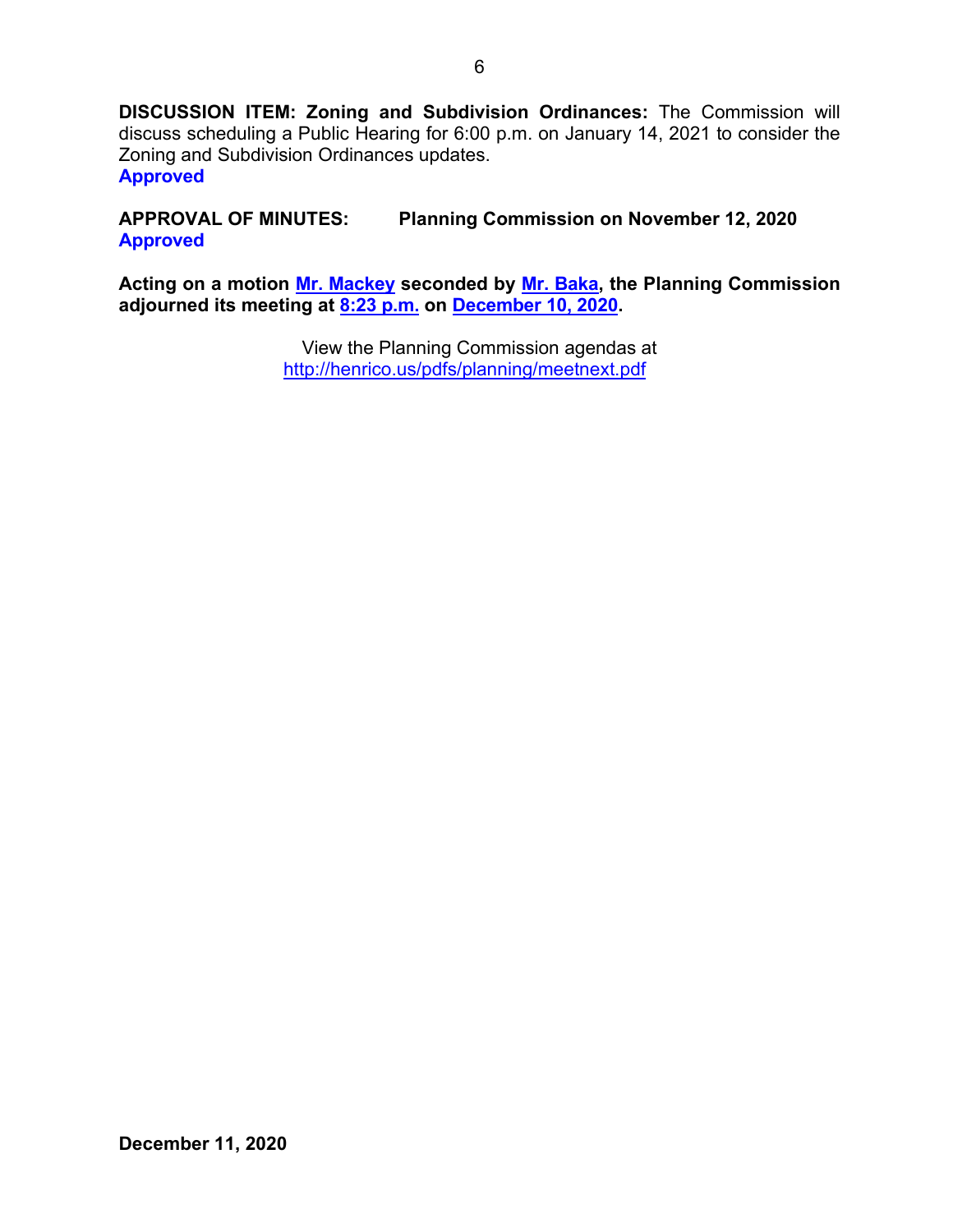**DISCUSSION ITEM: Zoning and Subdivision Ordinances:** The Commission will discuss scheduling a Public Hearing for 6:00 p.m. on January 14, 2021 to consider the Zoning and Subdivision Ordinances updates.
**Approved**

**APPROVAL OF MINUTES: Planning Commission on November 12, 2020**
**Approved**

**Acting on a motion Mr. Mackey seconded by Mr. Baka, the Planning Commission adjourned its meeting at 8:23 p.m. on December 10, 2020.**

View the Planning Commission agendas at
http://henrico.us/pdfs/planning/meetnext.pdf

**December 11, 2020**